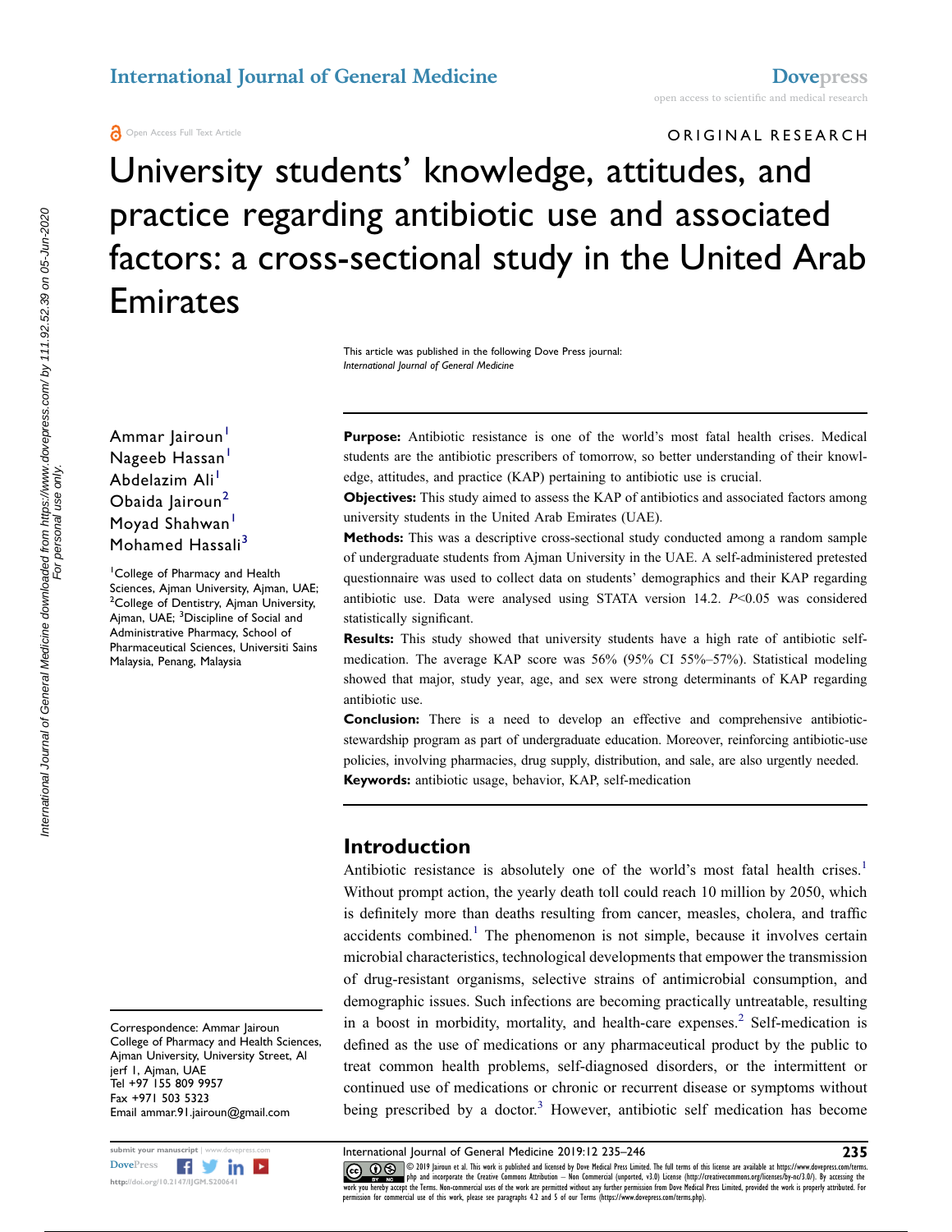Open Access Full Text Article

ORIGINAL RESEARCH

# University students' knowledge, attitudes, and practice regarding antibiotic use and associated factors: a cross-sectional study in the United Arab Emirates

This article was published in the following Dove Press journal:
*International Journal of General Medicine*

Ammar Jairoun[1]
Nageeb Hassan[1]
Abdelazim Ali[1]
Obaida Jairoun[2]
Moyad Shahwan[1]
Mohamed Hassali[3]

[1]College of Pharmacy and Health Sciences, Ajman University, Ajman, UAE; [2]College of Dentistry, Ajman University, Ajman, UAE; [3]Discipline of Social and Administrative Pharmacy, School of Pharmaceutical Sciences, Universiti Sains Malaysia, Penang, Malaysia

Correspondence: Ammar Jairoun
College of Pharmacy and Health Sciences, Ajman University, University Street, Al jerf 1, Ajman, UAE
Tel +97 155 809 9957
Fax +971 503 5323
Email ammar.91.jairoun@gmail.com

**Purpose:** Antibiotic resistance is one of the world's most fatal health crises. Medical students are the antibiotic prescribers of tomorrow, so better understanding of their knowledge, attitudes, and practice (KAP) pertaining to antibiotic use is crucial.

**Objectives:** This study aimed to assess the KAP of antibiotics and associated factors among university students in the United Arab Emirates (UAE).

**Methods:** This was a descriptive cross-sectional study conducted among a random sample of undergraduate students from Ajman University in the UAE. A self-administered pretested questionnaire was used to collect data on students' demographics and their KAP regarding antibiotic use. Data were analysed using STATA version 14.2. $P<0.05$ was considered statistically significant.

**Results:** This study showed that university students have a high rate of antibiotic self-medication. The average KAP score was 56% (95% CI 55%–57%). Statistical modeling showed that major, study year, age, and sex were strong determinants of KAP regarding antibiotic use.

**Conclusion:** There is a need to develop an effective and comprehensive antibiotic-stewardship program as part of undergraduate education. Moreover, reinforcing antibiotic-use policies, involving pharmacies, drug supply, distribution, and sale, are also urgently needed.

**Keywords:** antibiotic usage, behavior, KAP, self-medication

## Introduction

Antibiotic resistance is absolutely one of the world's most fatal health crises.[1] Without prompt action, the yearly death toll could reach 10 million by 2050, which is definitely more than deaths resulting from cancer, measles, cholera, and traffic accidents combined.[1] The phenomenon is not simple, because it involves certain microbial characteristics, technological developments that empower the transmission of drug-resistant organisms, selective strains of antimicrobial consumption, and demographic issues. Such infections are becoming practically untreatable, resulting in a boost in morbidity, mortality, and health-care expenses.[2] Self-medication is defined as the use of medications or any pharmaceutical product by the public to treat common health problems, self-diagnosed disorders, or the intermittent or continued use of medications or chronic or recurrent disease or symptoms without being prescribed by a doctor.[3] However, antibiotic self medication has become

© 2019 Jairoun et al. This work is published and licensed by Dove Medical Press Limited. The full terms of this license are available at https://www.dovepress.com/terms.php and incorporate the Creative Commons Attribution – Non Commercial (unported, v3.0) License (http://creativecommons.org/licenses/by-nc/3.0/). By accessing the work you hereby accept the Terms. Non-commercial uses of the work are permitted without any further permission from Dove Medical Press Limited, provided the work is properly attributed. For permission for commercial use of this work, please see paragraphs 4.2 and 5 of our Terms (https://www.dovepress.com/terms.php).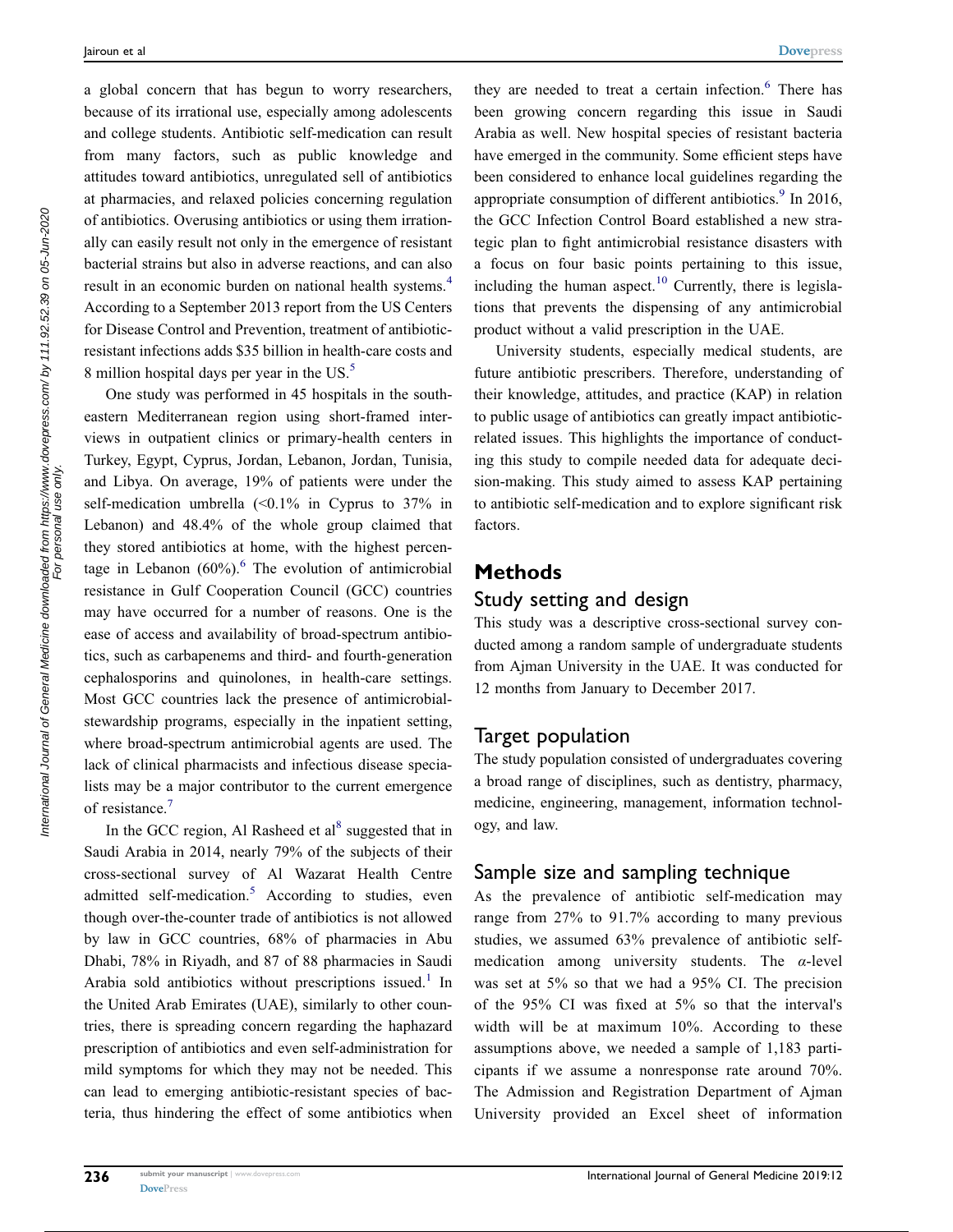a global concern that has begun to worry researchers, because of its irrational use, especially among adolescents and college students. Antibiotic self-medication can result from many factors, such as public knowledge and attitudes toward antibiotics, unregulated sell of antibiotics at pharmacies, and relaxed policies concerning regulation of antibiotics. Overusing antibiotics or using them irrationally can easily result not only in the emergence of resistant bacterial strains but also in adverse reactions, and can also result in an economic burden on national health systems.[4] According to a September 2013 report from the US Centers for Disease Control and Prevention, treatment of antibiotic-resistant infections adds $35 billion in health-care costs and 8 million hospital days per year in the US.[5]

One study was performed in 45 hospitals in the southeastern Mediterranean region using short-framed interviews in outpatient clinics or primary-health centers in Turkey, Egypt, Cyprus, Jordan, Lebanon, Jordan, Tunisia, and Libya. On average, 19% of patients were under the self-medication umbrella (<0.1% in Cyprus to 37% in Lebanon) and 48.4% of the whole group claimed that they stored antibiotics at home, with the highest percentage in Lebanon (60%).[6] The evolution of antimicrobial resistance in Gulf Cooperation Council (GCC) countries may have occurred for a number of reasons. One is the ease of access and availability of broad-spectrum antibiotics, such as carbapenems and third- and fourth-generation cephalosporins and quinolones, in health-care settings. Most GCC countries lack the presence of antimicrobial-stewardship programs, especially in the inpatient setting, where broad-spectrum antimicrobial agents are used. The lack of clinical pharmacists and infectious disease specialists may be a major contributor to the current emergence of resistance.[7]

In the GCC region, Al Rasheed et al[8] suggested that in Saudi Arabia in 2014, nearly 79% of the subjects of their cross-sectional survey of Al Wazarat Health Centre admitted self-medication.[5] According to studies, even though over-the-counter trade of antibiotics is not allowed by law in GCC countries, 68% of pharmacies in Abu Dhabi, 78% in Riyadh, and 87 of 88 pharmacies in Saudi Arabia sold antibiotics without prescriptions issued.[1] In the United Arab Emirates (UAE), similarly to other countries, there is spreading concern regarding the haphazard prescription of antibiotics and even self-administration for mild symptoms for which they may not be needed. This can lead to emerging antibiotic-resistant species of bacteria, thus hindering the effect of some antibiotics when they are needed to treat a certain infection.[6] There has been growing concern regarding this issue in Saudi Arabia as well. New hospital species of resistant bacteria have emerged in the community. Some efficient steps have been considered to enhance local guidelines regarding the appropriate consumption of different antibiotics.[9] In 2016, the GCC Infection Control Board established a new strategic plan to fight antimicrobial resistance disasters with a focus on four basic points pertaining to this issue, including the human aspect.[10] Currently, there is legislations that prevents the dispensing of any antimicrobial product without a valid prescription in the UAE.

University students, especially medical students, are future antibiotic prescribers. Therefore, understanding of their knowledge, attitudes, and practice (KAP) in relation to public usage of antibiotics can greatly impact antibiotic-related issues. This highlights the importance of conducting this study to compile needed data for adequate decision-making. This study aimed to assess KAP pertaining to antibiotic self-medication and to explore significant risk factors.

## Methods

### Study setting and design

This study was a descriptive cross-sectional survey conducted among a random sample of undergraduate students from Ajman University in the UAE. It was conducted for 12 months from January to December 2017.

### Target population

The study population consisted of undergraduates covering a broad range of disciplines, such as dentistry, pharmacy, medicine, engineering, management, information technology, and law.

### Sample size and sampling technique

As the prevalence of antibiotic self-medication may range from 27% to 91.7% according to many previous studies, we assumed 63% prevalence of antibiotic self-medication among university students. The $\alpha$-level was set at 5% so that we had a 95% CI. The precision of the 95% CI was fixed at 5% so that the interval's width will be at maximum 10%. According to these assumptions above, we needed a sample of 1,183 participants if we assume a nonresponse rate around 70%. The Admission and Registration Department of Ajman University provided an Excel sheet of information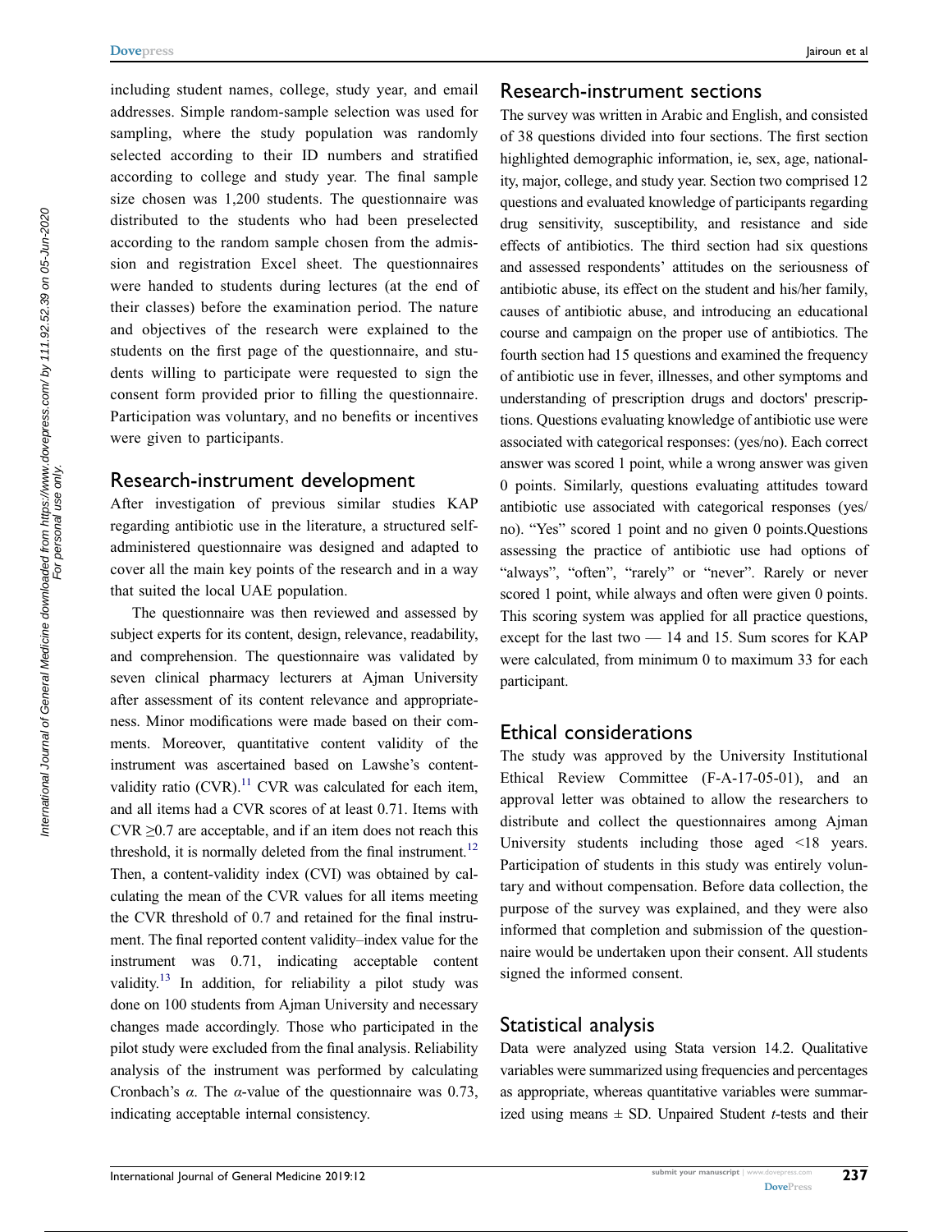including student names, college, study year, and email addresses. Simple random-sample selection was used for sampling, where the study population was randomly selected according to their ID numbers and stratified according to college and study year. The final sample size chosen was 1,200 students. The questionnaire was distributed to the students who had been preselected according to the random sample chosen from the admission and registration Excel sheet. The questionnaires were handed to students during lectures (at the end of their classes) before the examination period. The nature and objectives of the research were explained to the students on the first page of the questionnaire, and students willing to participate were requested to sign the consent form provided prior to filling the questionnaire. Participation was voluntary, and no benefits or incentives were given to participants.

## Research-instrument development

After investigation of previous similar studies KAP regarding antibiotic use in the literature, a structured self-administered questionnaire was designed and adapted to cover all the main key points of the research and in a way that suited the local UAE population.

The questionnaire was then reviewed and assessed by subject experts for its content, design, relevance, readability, and comprehension. The questionnaire was validated by seven clinical pharmacy lecturers at Ajman University after assessment of its content relevance and appropriateness. Minor modifications were made based on their comments. Moreover, quantitative content validity of the instrument was ascertained based on Lawshe's content-validity ratio (CVR).[11] CVR was calculated for each item, and all items had a CVR scores of at least 0.71. Items with CVR ≥0.7 are acceptable, and if an item does not reach this threshold, it is normally deleted from the final instrument.[12] Then, a content-validity index (CVI) was obtained by calculating the mean of the CVR values for all items meeting the CVR threshold of 0.7 and retained for the final instrument. The final reported content validity–index value for the instrument was 0.71, indicating acceptable content validity.[13] In addition, for reliability a pilot study was done on 100 students from Ajman University and necessary changes made accordingly. Those who participated in the pilot study were excluded from the final analysis. Reliability analysis of the instrument was performed by calculating Cronbach's $\alpha$. The $\alpha$-value of the questionnaire was 0.73, indicating acceptable internal consistency.

## Research-instrument sections

The survey was written in Arabic and English, and consisted of 38 questions divided into four sections. The first section highlighted demographic information, ie, sex, age, nationality, major, college, and study year. Section two comprised 12 questions and evaluated knowledge of participants regarding drug sensitivity, susceptibility, and resistance and side effects of antibiotics. The third section had six questions and assessed respondents' attitudes on the seriousness of antibiotic abuse, its effect on the student and his/her family, causes of antibiotic abuse, and introducing an educational course and campaign on the proper use of antibiotics. The fourth section had 15 questions and examined the frequency of antibiotic use in fever, illnesses, and other symptoms and understanding of prescription drugs and doctors' prescriptions. Questions evaluating knowledge of antibiotic use were associated with categorical responses: (yes/no). Each correct answer was scored 1 point, while a wrong answer was given 0 points. Similarly, questions evaluating attitudes toward antibiotic use associated with categorical responses (yes/no). "Yes" scored 1 point and no given 0 points.Questions assessing the practice of antibiotic use had options of "always", "often", "rarely" or "never". Rarely or never scored 1 point, while always and often were given 0 points. This scoring system was applied for all practice questions, except for the last two — 14 and 15. Sum scores for KAP were calculated, from minimum 0 to maximum 33 for each participant.

## Ethical considerations

The study was approved by the University Institutional Ethical Review Committee (F-A-17-05-01), and an approval letter was obtained to allow the researchers to distribute and collect the questionnaires among Ajman University students including those aged <18 years. Participation of students in this study was entirely voluntary and without compensation. Before data collection, the purpose of the survey was explained, and they were also informed that completion and submission of the questionnaire would be undertaken upon their consent. All students signed the informed consent.

## Statistical analysis

Data were analyzed using Stata version 14.2. Qualitative variables were summarized using frequencies and percentages as appropriate, whereas quantitative variables were summarized using means ± SD. Unpaired Student *t*-tests and their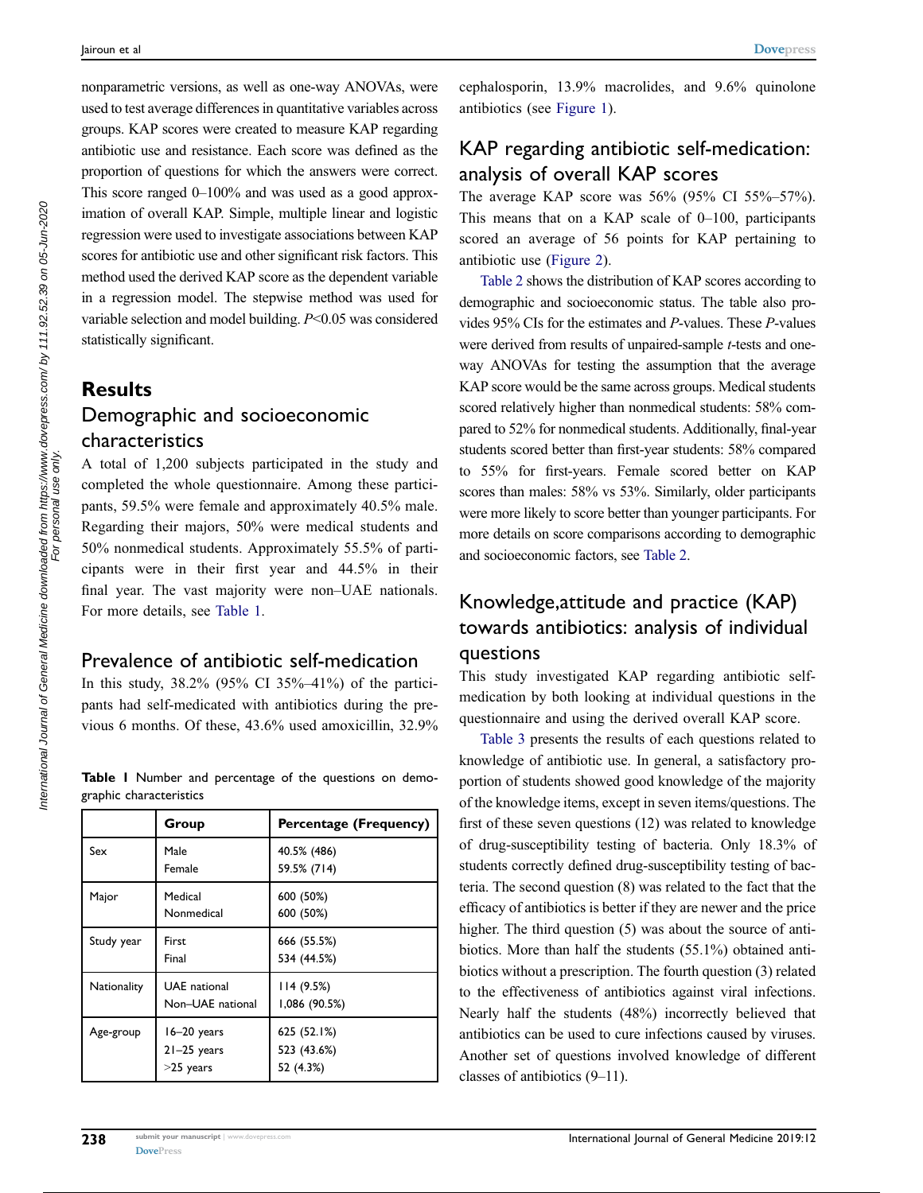nonparametric versions, as well as one-way ANOVAs, were used to test average differences in quantitative variables across groups. KAP scores were created to measure KAP regarding antibiotic use and resistance. Each score was defined as the proportion of questions for which the answers were correct. This score ranged 0–100% and was used as a good approximation of overall KAP. Simple, multiple linear and logistic regression were used to investigate associations between KAP scores for antibiotic use and other significant risk factors. This method used the derived KAP score as the dependent variable in a regression model. The stepwise method was used for variable selection and model building. $P<0.05$ was considered statistically significant.

# Results

## Demographic and socioeconomic characteristics

A total of 1,200 subjects participated in the study and completed the whole questionnaire. Among these participants, 59.5% were female and approximately 40.5% male. Regarding their majors, 50% were medical students and 50% nonmedical students. Approximately 55.5% of participants were in their first year and 44.5% in their final year. The vast majority were non–UAE nationals. For more details, see Table 1.

## Prevalence of antibiotic self-medication

In this study, 38.2% (95% CI 35%–41%) of the participants had self-medicated with antibiotics during the previous 6 months. Of these, 43.6% used amoxicillin, 32.9% cephalosporin, 13.9% macrolides, and 9.6% quinolone antibiotics (see Figure 1).

**Table 1** Number and percentage of the questions on demographic characteristics

| | Group | Percentage (Frequency) |
|---|---|---|
| Sex | Male<br>Female | 40.5% (486)<br>59.5% (714) |
| Major | Medical<br>Nonmedical | 600 (50%)<br>600 (50%) |
| Study year | First<br>Final | 666 (55.5%)<br>534 (44.5%) |
| Nationality | UAE national<br>Non–UAE national | 114 (9.5%)<br>1,086 (90.5%) |
| Age-group | 16–20 years<br>21–25 years<br>>25 years | 625 (52.1%)<br>523 (43.6%)<br>52 (4.3%) |

## KAP regarding antibiotic self-medication: analysis of overall KAP scores

The average KAP score was 56% (95% CI 55%–57%). This means that on a KAP scale of 0–100, participants scored an average of 56 points for KAP pertaining to antibiotic use (Figure 2).

Table 2 shows the distribution of KAP scores according to demographic and socioeconomic status. The table also provides 95% CIs for the estimates and *P*-values. These *P*-values were derived from results of unpaired-sample *t*-tests and one-way ANOVAs for testing the assumption that the average KAP score would be the same across groups. Medical students scored relatively higher than nonmedical students: 58% compared to 52% for nonmedical students. Additionally, final-year students scored better than first-year students: 58% compared to 55% for first-years. Female scored better on KAP scores than males: 58% vs 53%. Similarly, older participants were more likely to score better than younger participants. For more details on score comparisons according to demographic and socioeconomic factors, see Table 2.

## Knowledge,attitude and practice (KAP) towards antibiotics: analysis of individual questions

This study investigated KAP regarding antibiotic self-medication by both looking at individual questions in the questionnaire and using the derived overall KAP score.

Table 3 presents the results of each questions related to knowledge of antibiotic use. In general, a satisfactory proportion of students showed good knowledge of the majority of the knowledge items, except in seven items/questions. The first of these seven questions (12) was related to knowledge of drug-susceptibility testing of bacteria. Only 18.3% of students correctly defined drug-susceptibility testing of bacteria. The second question (8) was related to the fact that the efficacy of antibiotics is better if they are newer and the price higher. The third question (5) was about the source of antibiotics. More than half the students (55.1%) obtained antibiotics without a prescription. The fourth question (3) related to the effectiveness of antibiotics against viral infections. Nearly half the students (48%) incorrectly believed that antibiotics can be used to cure infections caused by viruses. Another set of questions involved knowledge of different classes of antibiotics (9–11).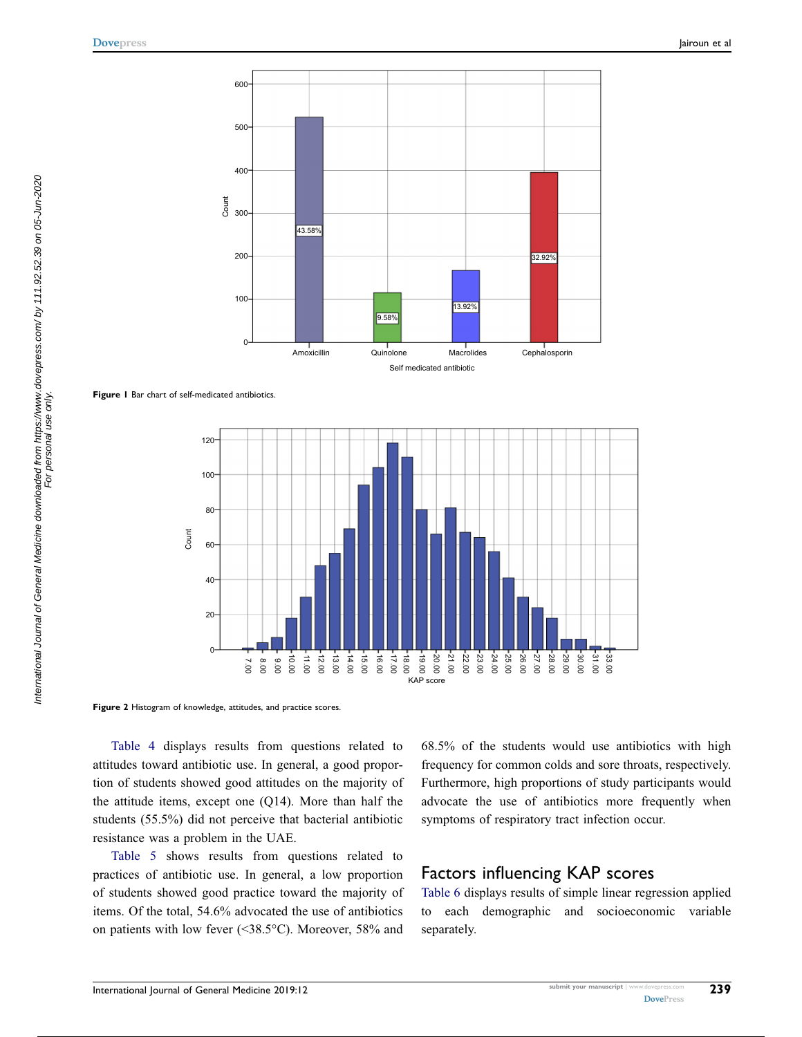Figure 1 Bar chart of self-medicated antibiotics.

Figure 2 Histogram of knowledge, attitudes, and practice scores.

Table 4 displays results from questions related to attitudes toward antibiotic use. In general, a good proportion of students showed good attitudes on the majority of the attitude items, except one (Q14). More than half the students (55.5%) did not perceive that bacterial antibiotic resistance was a problem in the UAE.

Table 5 shows results from questions related to practices of antibiotic use. In general, a low proportion of students showed good practice toward the majority of items. Of the total, 54.6% advocated the use of antibiotics on patients with low fever (<38.5°C). Moreover, 58% and 68.5% of the students would use antibiotics with high frequency for common colds and sore throats, respectively. Furthermore, high proportions of study participants would advocate the use of antibiotics more frequently when symptoms of respiratory tract infection occur.

## Factors influencing KAP scores

Table 6 displays results of simple linear regression applied to each demographic and socioeconomic variable separately.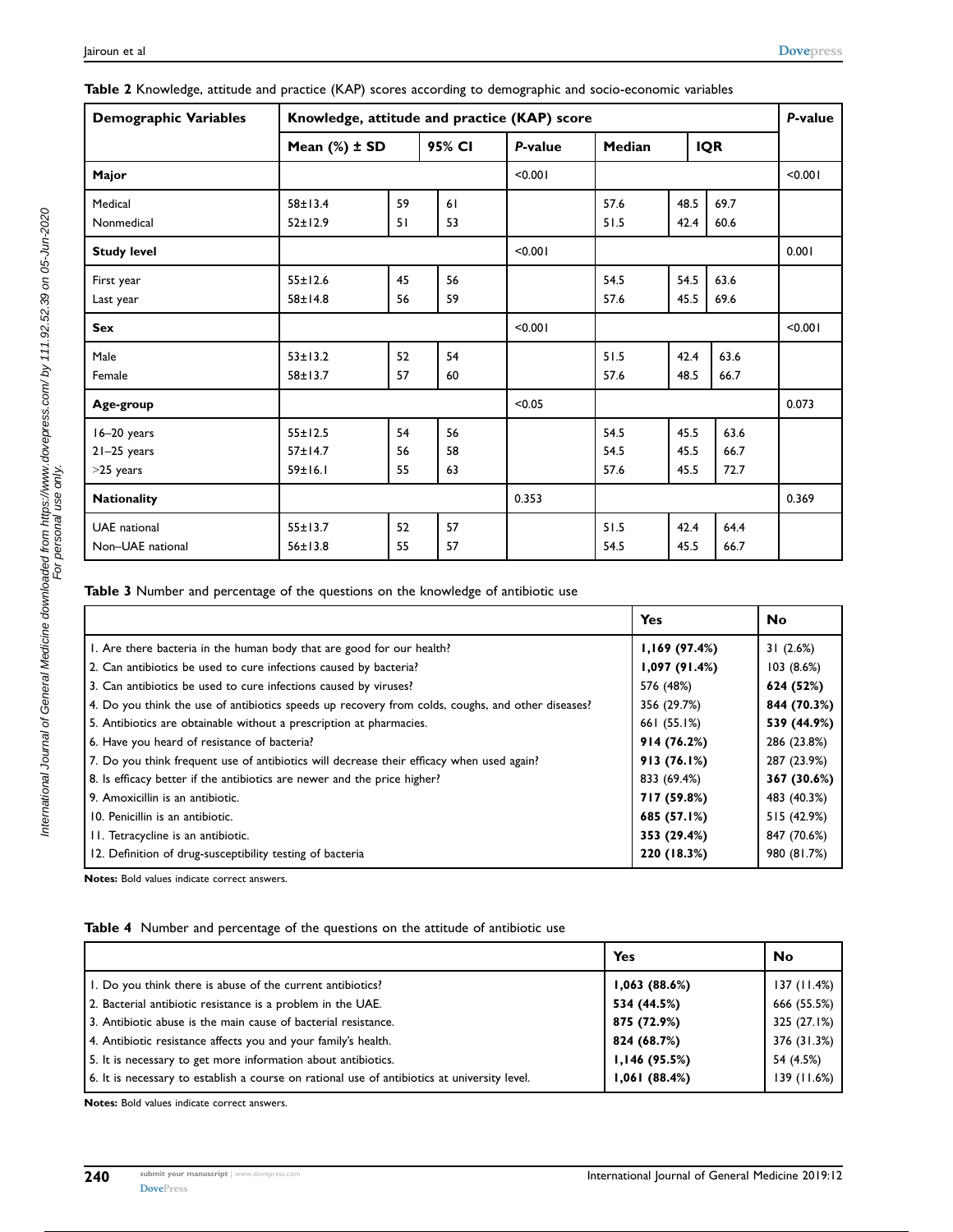**Table 2** Knowledge, attitude and practice (KAP) scores according to demographic and socio-economic variables

| Demographic Variables | Knowledge, attitude and practice (KAP) score | | | | | | | *P*-value |
|---|---|---|---|---|---|---|---|---|
| | Mean (%) ± SD | 95% CI | | *P*-value | Median | IQR | | |
| **Major** | | | | <0.001 | | | | <0.001 |
| Medical | 58±13.4 | 59 | 61 | | 57.6 | 48.5 | 69.7 | |
| Nonmedical | 52±12.9 | 51 | 53 | | 51.5 | 42.4 | 60.6 | |
| **Study level** | | | | <0.001 | | | | 0.001 |
| First year | 55±12.6 | 45 | 56 | | 54.5 | 54.5 | 63.6 | |
| Last year | 58±14.8 | 56 | 59 | | 57.6 | 45.5 | 69.6 | |
| **Sex** | | | | <0.001 | | | | <0.001 |
| Male | 53±13.2 | 52 | 54 | | 51.5 | 42.4 | 63.6 | |
| Female | 58±13.7 | 57 | 60 | | 57.6 | 48.5 | 66.7 | |
| **Age-group** | | | | <0.05 | | | | 0.073 |
| 16–20 years | 55±12.5 | 54 | 56 | | 54.5 | 45.5 | 63.6 | |
| 21–25 years | 57±14.7 | 56 | 58 | | 54.5 | 45.5 | 66.7 | |
| >25 years | 59±16.1 | 55 | 63 | | 57.6 | 45.5 | 72.7 | |
| **Nationality** | | | | 0.353 | | | | 0.369 |
| UAE national | 55±13.7 | 52 | 57 | | 51.5 | 42.4 | 64.4 | |
| Non–UAE national | 56±13.8 | 55 | 57 | | 54.5 | 45.5 | 66.7 | |

**Table 3** Number and percentage of the questions on the knowledge of antibiotic use

| | Yes | No |
|---|---|---|
| 1. Are there bacteria in the human body that are good for our health? | **1,169 (97.4%)** | 31 (2.6%) |
| 2. Can antibiotics be used to cure infections caused by bacteria? | **1,097 (91.4%)** | 103 (8.6%) |
| 3. Can antibiotics be used to cure infections caused by viruses? | 576 (48%) | **624 (52%)** |
| 4. Do you think the use of antibiotics speeds up recovery from colds, coughs, and other diseases? | 356 (29.7%) | **844 (70.3%)** |
| 5. Antibiotics are obtainable without a prescription at pharmacies. | 661 (55.1%) | **539 (44.9%)** |
| 6. Have you heard of resistance of bacteria? | **914 (76.2%)** | 286 (23.8%) |
| 7. Do you think frequent use of antibiotics will decrease their efficacy when used again? | **913 (76.1%)** | 287 (23.9%) |
| 8. Is efficacy better if the antibiotics are newer and the price higher? | 833 (69.4%) | **367 (30.6%)** |
| 9. Amoxicillin is an antibiotic. | **717 (59.8%)** | 483 (40.3%) |
| 10. Penicillin is an antibiotic. | **685 (57.1%)** | 515 (42.9%) |
| 11. Tetracycline is an antibiotic. | **353 (29.4%)** | 847 (70.6%) |
| 12. Definition of drug-susceptibility testing of bacteria | **220 (18.3%)** | 980 (81.7%) |

**Notes:** Bold values indicate correct answers.

**Table 4** Number and percentage of the questions on the attitude of antibiotic use

| | Yes | No |
|---|---|---|
| 1. Do you think there is abuse of the current antibiotics? | **1,063 (88.6%)** | 137 (11.4%) |
| 2. Bacterial antibiotic resistance is a problem in the UAE. | **534 (44.5%)** | 666 (55.5%) |
| 3. Antibiotic abuse is the main cause of bacterial resistance. | **875 (72.9%)** | 325 (27.1%) |
| 4. Antibiotic resistance affects you and your family's health. | **824 (68.7%)** | 376 (31.3%) |
| 5. It is necessary to get more information about antibiotics. | **1,146 (95.5%)** | 54 (4.5%) |
| 6. It is necessary to establish a course on rational use of antibiotics at university level. | **1,061 (88.4%)** | 139 (11.6%) |

**Notes:** Bold values indicate correct answers.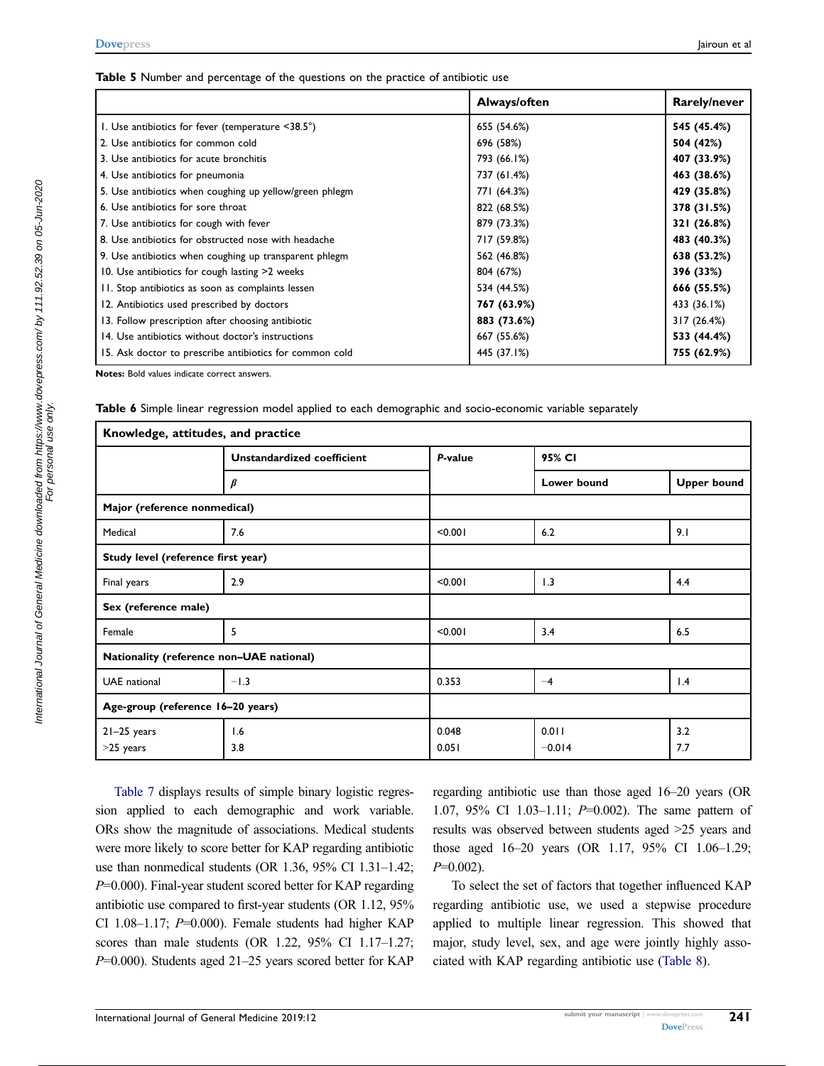**Table 5** Number and percentage of the questions on the practice of antibiotic use

| | Always/often | Rarely/never |
|---|---|---|
| 1. Use antibiotics for fever (temperature <38.5°) | 655 (54.6%) | **545 (45.4%)** |
| 2. Use antibiotics for common cold | 696 (58%) | **504 (42%)** |
| 3. Use antibiotics for acute bronchitis | 793 (66.1%) | **407 (33.9%)** |
| 4. Use antibiotics for pneumonia | 737 (61.4%) | **463 (38.6%)** |
| 5. Use antibiotics when coughing up yellow/green phlegm | 771 (64.3%) | **429 (35.8%)** |
| 6. Use antibiotics for sore throat | 822 (68.5%) | **378 (31.5%)** |
| 7. Use antibiotics for cough with fever | 879 (73.3%) | **321 (26.8%)** |
| 8. Use antibiotics for obstructed nose with headache | 717 (59.8%) | **483 (40.3%)** |
| 9. Use antibiotics when coughing up transparent phlegm | 562 (46.8%) | **638 (53.2%)** |
| 10. Use antibiotics for cough lasting >2 weeks | 804 (67%) | **396 (33%)** |
| 11. Stop antibiotics as soon as complaints lessen | 534 (44.5%) | **666 (55.5%)** |
| 12. Antibiotics used prescribed by doctors | **767 (63.9%)** | 433 (36.1%) |
| 13. Follow prescription after choosing antibiotic | **883 (73.6%)** | 317 (26.4%) |
| 14. Use antibiotics without doctor's instructions | 667 (55.6%) | **533 (44.4%)** |
| 15. Ask doctor to prescribe antibiotics for common cold | 445 (37.1%) | **755 (62.9%)** |

**Notes:** Bold values indicate correct answers.

**Table 6** Simple linear regression model applied to each demographic and socio-economic variable separately

| Knowledge, attitudes, and practice | | | | |
|---|---|---|---|---|
| | Unstandardized coefficient | *P*-value | 95% CI | |
| | $\beta$ | | Lower bound | Upper bound |
| **Major (reference nonmedical)** | | | | |
| Medical | 7.6 | <0.001 | 6.2 | 9.1 |
| **Study level (reference first year)** | | | | |
| Final years | 2.9 | <0.001 | 1.3 | 4.4 |
| **Sex (reference male)** | | | | |
| Female | 5 | <0.001 | 3.4 | 6.5 |
| **Nationality (reference non–UAE national)** | | | | |
| UAE national | −1.3 | 0.353 | −4 | 1.4 |
| **Age-group (reference 16–20 years)** | | | | |
| 21–25 years | 1.6 | 0.048 | 0.011 | 3.2 |
| >25 years | 3.8 | 0.051 | −0.014 | 7.7 |

Table 7 displays results of simple binary logistic regression applied to each demographic and work variable. ORs show the magnitude of associations. Medical students were more likely to score better for KAP regarding antibiotic use than nonmedical students (OR 1.36, 95% CI 1.31–1.42; *P*=0.000). Final-year student scored better for KAP regarding antibiotic use compared to first-year students (OR 1.12, 95% CI 1.08–1.17; *P*=0.000). Female students had higher KAP scores than male students (OR 1.22, 95% CI 1.17–1.27; *P*=0.000). Students aged 21–25 years scored better for KAP regarding antibiotic use than those aged 16–20 years (OR 1.07, 95% CI 1.03–1.11; *P*=0.002). The same pattern of results was observed between students aged >25 years and those aged 16–20 years (OR 1.17, 95% CI 1.06–1.29; *P*=0.002).

To select the set of factors that together influenced KAP regarding antibiotic use, we used a stepwise procedure applied to multiple linear regression. This showed that major, study level, sex, and age were jointly highly associated with KAP regarding antibiotic use (Table 8).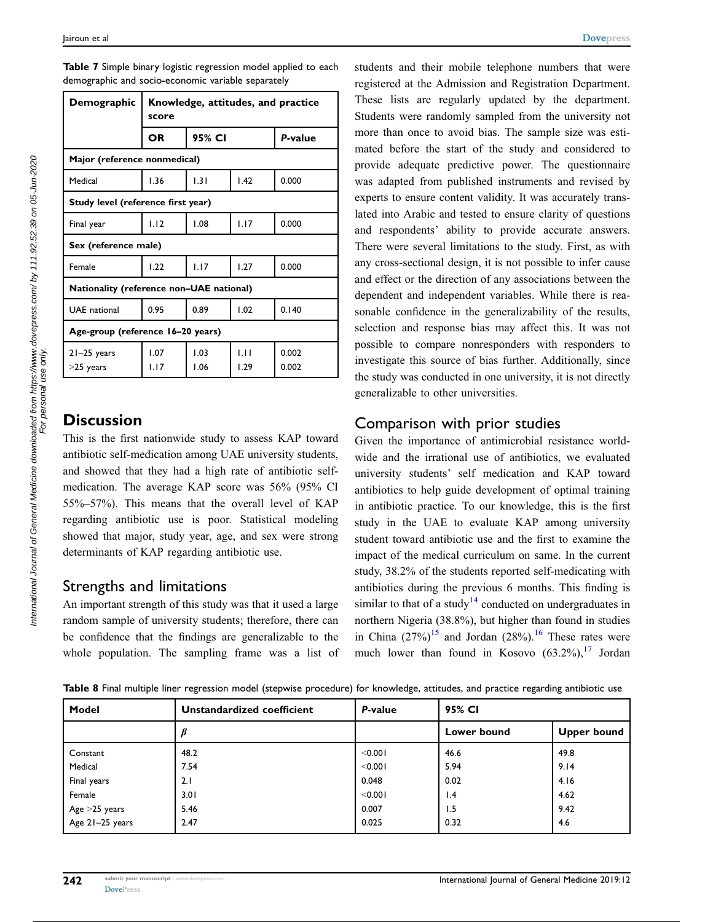**Table 7** Simple binary logistic regression model applied to each demographic and socio-economic variable separately

| Demographic | Knowledge, attitudes, and practice score | | | |
|---|---|---|---|---|
| | OR | 95% CI | | *P*-value |
| **Major (reference nonmedical)** | | | | |
| Medical | 1.36 | 1.31 | 1.42 | 0.000 |
| **Study level (reference first year)** | | | | |
| Final year | 1.12 | 1.08 | 1.17 | 0.000 |
| **Sex (reference male)** | | | | |
| Female | 1.22 | 1.17 | 1.27 | 0.000 |
| **Nationality (reference non-UAE national)** | | | | |
| UAE national | 0.95 | 0.89 | 1.02 | 0.140 |
| **Age-group (reference 16–20 years)** | | | | |
| 21–25 years | 1.07 | 1.03 | 1.11 | 0.002 |
| >25 years | 1.17 | 1.06 | 1.29 | 0.002 |

## Discussion

This is the first nationwide study to assess KAP toward antibiotic self-medication among UAE university students, and showed that they had a high rate of antibiotic self-medication. The average KAP score was 56% (95% CI 55%–57%). This means that the overall level of KAP regarding antibiotic use is poor. Statistical modeling showed that major, study year, age, and sex were strong determinants of KAP regarding antibiotic use.

## Strengths and limitations

An important strength of this study was that it used a large random sample of university students; therefore, there can be confidence that the findings are generalizable to the whole population. The sampling frame was a list of students and their mobile telephone numbers that were registered at the Admission and Registration Department. These lists are regularly updated by the department. Students were randomly sampled from the university not more than once to avoid bias. The sample size was estimated before the start of the study and considered to provide adequate predictive power. The questionnaire was adapted from published instruments and revised by experts to ensure content validity. It was accurately translated into Arabic and tested to ensure clarity of questions and respondents' ability to provide accurate answers. There were several limitations to the study. First, as with any cross-sectional design, it is not possible to infer cause and effect or the direction of any associations between the dependent and independent variables. While there is reasonable confidence in the generalizability of the results, selection and response bias may affect this. It was not possible to compare nonresponders with responders to investigate this source of bias further. Additionally, since the study was conducted in one university, it is not directly generalizable to other universities.

## Comparison with prior studies

Given the importance of antimicrobial resistance worldwide and the irrational use of antibiotics, we evaluated university students' self medication and KAP toward antibiotics to help guide development of optimal training in antibiotic practice. To our knowledge, this is the first study in the UAE to evaluate KAP among university student toward antibiotic use and the first to examine the impact of the medical curriculum on same. In the current study, 38.2% of the students reported self-medicating with antibiotics during the previous 6 months. This finding is similar to that of a study[14] conducted on undergraduates in northern Nigeria (38.8%), but higher than found in studies in China (27%)[15] and Jordan (28%).[16] These rates were much lower than found in Kosovo (63.2%),[17] Jordan

**Table 8** Final multiple liner regression model (stepwise procedure) for knowledge, attitudes, and practice regarding antibiotic use

| Model | Unstandardized coefficient | *P*-value | 95% CI | |
|---|---|---|---|---|
| | *β* | | Lower bound | Upper bound |
| Constant | 48.2 | <0.001 | 46.6 | 49.8 |
| Medical | 7.54 | <0.001 | 5.94 | 9.14 |
| Final years | 2.1 | 0.048 | 0.02 | 4.16 |
| Female | 3.01 | <0.001 | 1.4 | 4.62 |
| Age >25 years | 5.46 | 0.007 | 1.5 | 9.42 |
| Age 21–25 years | 2.47 | 0.025 | 0.32 | 4.6 |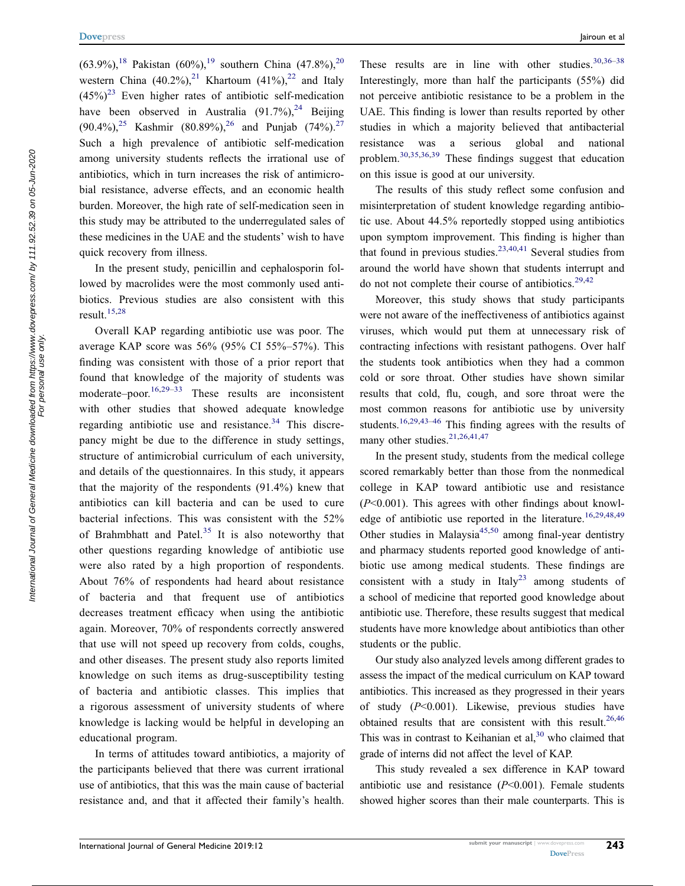(63.9%),[18] Pakistan (60%),[19] southern China (47.8%),[20] western China (40.2%),[21] Khartoum (41%),[22] and Italy (45%)[23] Even higher rates of antibiotic self-medication have been observed in Australia (91.7%),[24] Beijing (90.4%),[25] Kashmir (80.89%),[26] and Punjab (74%).[27] Such a high prevalence of antibiotic self-medication among university students reflects the irrational use of antibiotics, which in turn increases the risk of antimicrobial resistance, adverse effects, and an economic health burden. Moreover, the high rate of self-medication seen in this study may be attributed to the underregulated sales of these medicines in the UAE and the students' wish to have quick recovery from illness.

In the present study, penicillin and cephalosporin followed by macrolides were the most commonly used antibiotics. Previous studies are also consistent with this result.[15,28]

Overall KAP regarding antibiotic use was poor. The average KAP score was 56% (95% CI 55%–57%). This finding was consistent with those of a prior report that found that knowledge of the majority of students was moderate–poor.[16,29–33] These results are inconsistent with other studies that showed adequate knowledge regarding antibiotic use and resistance.[34] This discrepancy might be due to the difference in study settings, structure of antimicrobial curriculum of each university, and details of the questionnaires. In this study, it appears that the majority of the respondents (91.4%) knew that antibiotics can kill bacteria and can be used to cure bacterial infections. This was consistent with the 52% of Brahmbhatt and Patel.[35] It is also noteworthy that other questions regarding knowledge of antibiotic use were also rated by a high proportion of respondents. About 76% of respondents had heard about resistance of bacteria and that frequent use of antibiotics decreases treatment efficacy when using the antibiotic again. Moreover, 70% of respondents correctly answered that use will not speed up recovery from colds, coughs, and other diseases. The present study also reports limited knowledge on such items as drug-susceptibility testing of bacteria and antibiotic classes. This implies that a rigorous assessment of university students of where knowledge is lacking would be helpful in developing an educational program.

In terms of attitudes toward antibiotics, a majority of the participants believed that there was current irrational use of antibiotics, that this was the main cause of bacterial resistance and, and that it affected their family's health. These results are in line with other studies.[30,36–38] Interestingly, more than half the participants (55%) did not perceive antibiotic resistance to be a problem in the UAE. This finding is lower than results reported by other studies in which a majority believed that antibacterial resistance was a serious global and national problem.[30,35,36,39] These findings suggest that education on this issue is good at our university.

The results of this study reflect some confusion and misinterpretation of student knowledge regarding antibiotic use. About 44.5% reportedly stopped using antibiotics upon symptom improvement. This finding is higher than that found in previous studies.[23,40,41] Several studies from around the world have shown that students interrupt and do not not complete their course of antibiotics.[29,42]

Moreover, this study shows that study participants were not aware of the ineffectiveness of antibiotics against viruses, which would put them at unnecessary risk of contracting infections with resistant pathogens. Over half the students took antibiotics when they had a common cold or sore throat. Other studies have shown similar results that cold, flu, cough, and sore throat were the most common reasons for antibiotic use by university students.[16,29,43–46] This finding agrees with the results of many other studies.[21,26,41,47]

In the present study, students from the medical college scored remarkably better than those from the nonmedical college in KAP toward antibiotic use and resistance ($P<0.001$). This agrees with other findings about knowledge of antibiotic use reported in the literature.[16,29,48,49] Other studies in Malaysia[45,50] among final-year dentistry and pharmacy students reported good knowledge of antibiotic use among medical students. These findings are consistent with a study in Italy[23] among students of a school of medicine that reported good knowledge about antibiotic use. Therefore, these results suggest that medical students have more knowledge about antibiotics than other students or the public.

Our study also analyzed levels among different grades to assess the impact of the medical curriculum on KAP toward antibiotics. This increased as they progressed in their years of study ($P<0.001$). Likewise, previous studies have obtained results that are consistent with this result.[26,46] This was in contrast to Keihanian et al,[30] who claimed that grade of interns did not affect the level of KAP.

This study revealed a sex difference in KAP toward antibiotic use and resistance ($P<0.001$). Female students showed higher scores than their male counterparts. This is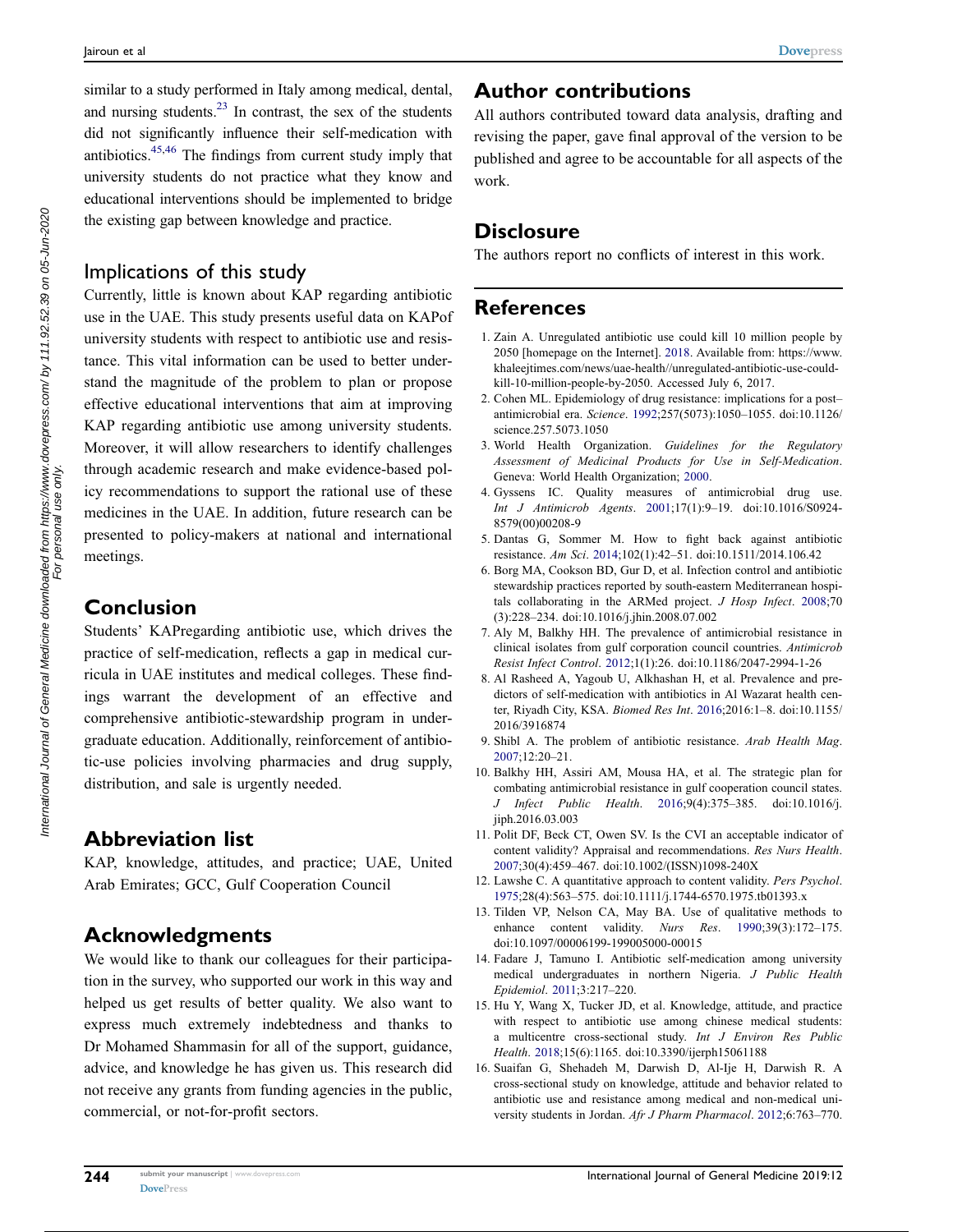similar to a study performed in Italy among medical, dental, and nursing students.[23] In contrast, the sex of the students did not significantly influence their self-medication with antibiotics.[45,46] The findings from current study imply that university students do not practice what they know and educational interventions should be implemented to bridge the existing gap between knowledge and practice.

## Implications of this study

Currently, little is known about KAP regarding antibiotic use in the UAE. This study presents useful data on KAPof university students with respect to antibiotic use and resistance. This vital information can be used to better understand the magnitude of the problem to plan or propose effective educational interventions that aim at improving KAP regarding antibiotic use among university students. Moreover, it will allow researchers to identify challenges through academic research and make evidence-based policy recommendations to support the rational use of these medicines in the UAE. In addition, future research can be presented to policy-makers at national and international meetings.

## Conclusion

Students' KAPregarding antibiotic use, which drives the practice of self-medication, reflects a gap in medical curricula in UAE institutes and medical colleges. These findings warrant the development of an effective and comprehensive antibiotic-stewardship program in undergraduate education. Additionally, reinforcement of antibiotic-use policies involving pharmacies and drug supply, distribution, and sale is urgently needed.

## Abbreviation list

KAP, knowledge, attitudes, and practice; UAE, United Arab Emirates; GCC, Gulf Cooperation Council

## Acknowledgments

We would like to thank our colleagues for their participation in the survey, who supported our work in this way and helped us get results of better quality. We also want to express much extremely indebtedness and thanks to Dr Mohamed Shammasin for all of the support, guidance, advice, and knowledge he has given us. This research did not receive any grants from funding agencies in the public, commercial, or not-for-profit sectors.

## Author contributions

All authors contributed toward data analysis, drafting and revising the paper, gave final approval of the version to be published and agree to be accountable for all aspects of the work.

## Disclosure

The authors report no conflicts of interest in this work.

## References

1. Zain A. Unregulated antibiotic use could kill 10 million people by 2050 [homepage on the Internet]. 2018. Available from: https://www.khaleejtimes.com/news/uae-health//unregulated-antibiotic-use-could-kill-10-million-people-by-2050. Accessed July 6, 2017.
2. Cohen ML. Epidemiology of drug resistance: implications for a post–antimicrobial era. *Science*. 1992;257(5073):1050–1055. doi:10.1126/science.257.5073.1050
3. World Health Organization. *Guidelines for the Regulatory Assessment of Medicinal Products for Use in Self-Medication*. Geneva: World Health Organization; 2000.
4. Gyssens IC. Quality measures of antimicrobial drug use. *Int J Antimicrob Agents*. 2001;17(1):9–19. doi:10.1016/S0924-8579(00)00208-9
5. Dantas G, Sommer M. How to fight back against antibiotic resistance. *Am Sci*. 2014;102(1):42–51. doi:10.1511/2014.106.42
6. Borg MA, Cookson BD, Gur D, et al. Infection control and antibiotic stewardship practices reported by south-eastern Mediterranean hospitals collaborating in the ARMed project. *J Hosp Infect*. 2008;70(3):228–234. doi:10.1016/j.jhin.2008.07.002
7. Aly M, Balkhy HH. The prevalence of antimicrobial resistance in clinical isolates from gulf corporation council countries. *Antimicrob Resist Infect Control*. 2012;1(1):26. doi:10.1186/2047-2994-1-26
8. Al Rasheed A, Yagoub U, Alkhashan H, et al. Prevalence and predictors of self-medication with antibiotics in Al Wazarat health center, Riyadh City, KSA. *Biomed Res Int*. 2016;2016:1–8. doi:10.1155/2016/3916874
9. Shibl A. The problem of antibiotic resistance. *Arab Health Mag*. 2007;12:20–21.
10. Balkhy HH, Assiri AM, Mousa HA, et al. The strategic plan for combating antimicrobial resistance in gulf cooperation council states. *J Infect Public Health*. 2016;9(4):375–385. doi:10.1016/j.jiph.2016.03.003
11. Polit DF, Beck CT, Owen SV. Is the CVI an acceptable indicator of content validity? Appraisal and recommendations. *Res Nurs Health*. 2007;30(4):459–467. doi:10.1002/(ISSN)1098-240X
12. Lawshe C. A quantitative approach to content validity. *Pers Psychol*. 1975;28(4):563–575. doi:10.1111/j.1744-6570.1975.tb01393.x
13. Tilden VP, Nelson CA, May BA. Use of qualitative methods to enhance content validity. *Nurs Res*. 1990;39(3):172–175. doi:10.1097/00006199-199005000-00015
14. Fadare J, Tamuno I. Antibiotic self-medication among university medical undergraduates in northern Nigeria. *J Public Health Epidemiol*. 2011;3:217–220.
15. Hu Y, Wang X, Tucker JD, et al. Knowledge, attitude, and practice with respect to antibiotic use among chinese medical students: a multicentre cross-sectional study. *Int J Environ Res Public Health*. 2018;15(6):1165. doi:10.3390/ijerph15061188
16. Suaifan G, Shehadeh M, Darwish D, Al-Ije H, Darwish R. A cross-sectional study on knowledge, attitude and behavior related to antibiotic use and resistance among medical and non-medical university students in Jordan. *Afr J Pharm Pharmacol*. 2012;6:763–770.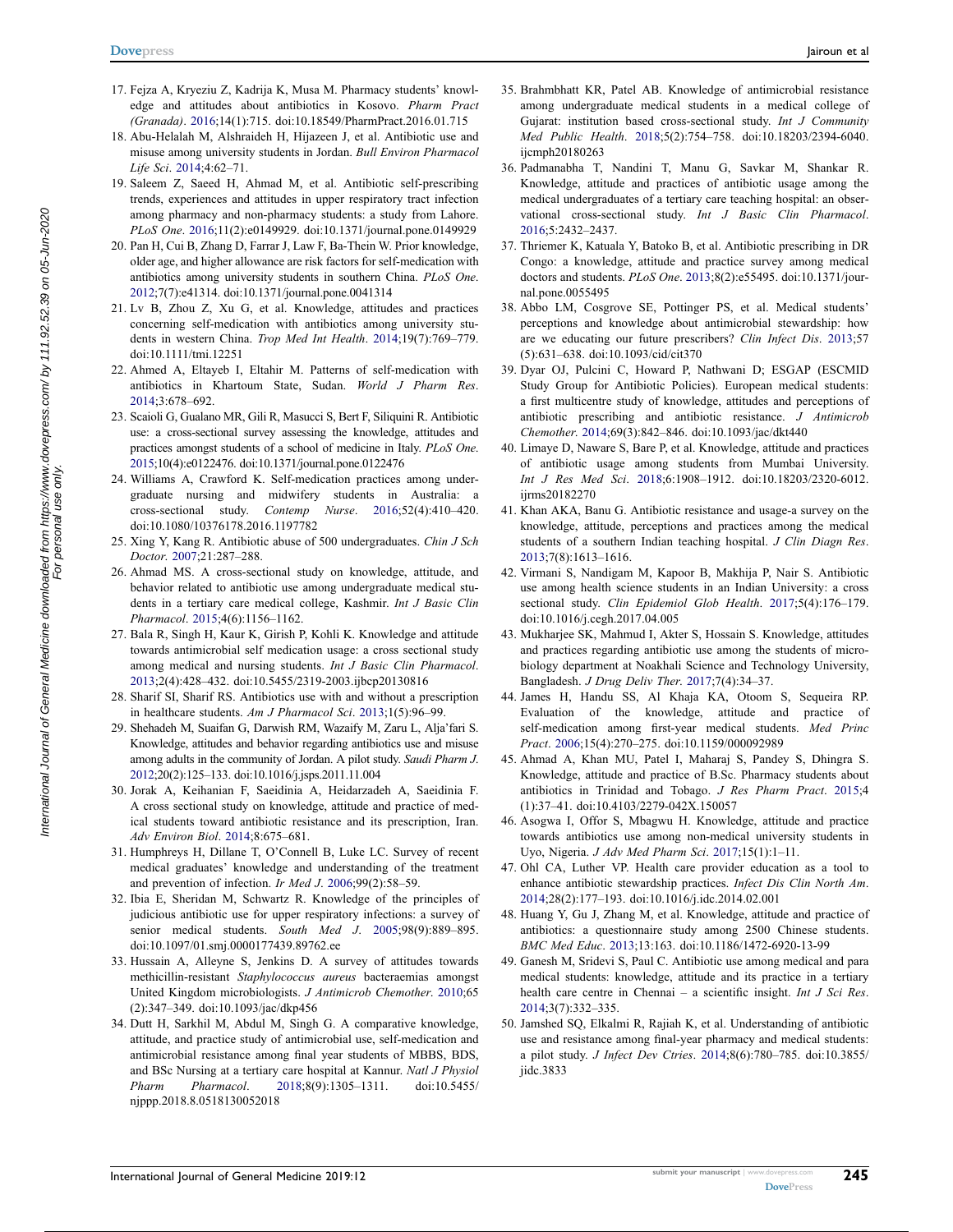17. Fejza A, Kryeziu Z, Kadrija K, Musa M. Pharmacy students' knowledge and attitudes about antibiotics in Kosovo. *Pharm Pract (Granada)*. 2016;14(1):715. doi:10.18549/PharmPract.2016.01.715
18. Abu-Helalah M, Alshraideh H, Hijazeen J, et al. Antibiotic use and misuse among university students in Jordan. *Bull Environ Pharmacol Life Sci*. 2014;4:62–71.
19. Saleem Z, Saeed H, Ahmad M, et al. Antibiotic self-prescribing trends, experiences and attitudes in upper respiratory tract infection among pharmacy and non-pharmacy students: a study from Lahore. *PLoS One*. 2016;11(2):e0149929. doi:10.1371/journal.pone.0149929
20. Pan H, Cui B, Zhang D, Farrar J, Law F, Ba-Thein W. Prior knowledge, older age, and higher allowance are risk factors for self-medication with antibiotics among university students in southern China. *PLoS One*. 2012;7(7):e41314. doi:10.1371/journal.pone.0041314
21. Lv B, Zhou Z, Xu G, et al. Knowledge, attitudes and practices concerning self-medication with antibiotics among university students in western China. *Trop Med Int Health*. 2014;19(7):769–779. doi:10.1111/tmi.12251
22. Ahmed A, Eltayeb I, Eltahir M. Patterns of self-medication with antibiotics in Khartoum State, Sudan. *World J Pharm Res*. 2014;3:678–692.
23. Scaioli G, Gualano MR, Gili R, Masucci S, Bert F, Siliquini R. Antibiotic use: a cross-sectional survey assessing the knowledge, attitudes and practices amongst students of a school of medicine in Italy. *PLoS One*. 2015;10(4):e0122476. doi:10.1371/journal.pone.0122476
24. Williams A, Crawford K. Self-medication practices among undergraduate nursing and midwifery students in Australia: a cross-sectional study. *Contemp Nurse*. 2016;52(4):410–420. doi:10.1080/10376178.2016.1197782
25. Xing Y, Kang R. Antibiotic abuse of 500 undergraduates. *Chin J Sch Doctor*. 2007;21:287–288.
26. Ahmad MS. A cross-sectional study on knowledge, attitude, and behavior related to antibiotic use among undergraduate medical students in a tertiary care medical college, Kashmir. *Int J Basic Clin Pharmacol*. 2015;4(6):1156–1162.
27. Bala R, Singh H, Kaur K, Girish P, Kohli K. Knowledge and attitude towards antimicrobial self medication usage: a cross sectional study among medical and nursing students. *Int J Basic Clin Pharmacol*. 2013;2(4):428–432. doi:10.5455/2319-2003.ijbcp20130816
28. Sharif SI, Sharif RS. Antibiotics use with and without a prescription in healthcare students. *Am J Pharmacol Sci*. 2013;1(5):96–99.
29. Shehadeh M, Suaifan G, Darwish RM, Wazaify M, Zaru L, Alja'fari S. Knowledge, attitudes and behavior regarding antibiotics use and misuse among adults in the community of Jordan. A pilot study. *Saudi Pharm J*. 2012;20(2):125–133. doi:10.1016/j.jsps.2011.11.004
30. Jorak A, Keihanian F, Saeidinia A, Heidarzadeh A, Saeidinia F. A cross sectional study on knowledge, attitude and practice of medical students toward antibiotic resistance and its prescription, Iran. *Adv Environ Biol*. 2014;8:675–681.
31. Humphreys H, Dillane T, O'Connell B, Luke LC. Survey of recent medical graduates' knowledge and understanding of the treatment and prevention of infection. *Ir Med J*. 2006;99(2):58–59.
32. Ibia E, Sheridan M, Schwartz R. Knowledge of the principles of judicious antibiotic use for upper respiratory infections: a survey of senior medical students. *South Med J*. 2005;98(9):889–895. doi:10.1097/01.smj.0000177439.89762.ee
33. Hussain A, Alleyne S, Jenkins D. A survey of attitudes towards methicillin-resistant *Staphylococcus aureus* bacteraemias amongst United Kingdom microbiologists. *J Antimicrob Chemother*. 2010;65(2):347–349. doi:10.1093/jac/dkp456
34. Dutt H, Sarkhil M, Abdul M, Singh G. A comparative knowledge, attitude, and practice study of antimicrobial use, self-medication and antimicrobial resistance among final year students of MBBS, BDS, and BSc Nursing at a tertiary care hospital at Kannur. *Natl J Physiol Pharm Pharmacol*. 2018;8(9):1305–1311. doi:10.5455/njppp.2018.8.0518130052018
35. Brahmbhatt KR, Patel AB. Knowledge of antimicrobial resistance among undergraduate medical students in a medical college of Gujarat: institution based cross-sectional study. *Int J Community Med Public Health*. 2018;5(2):754–758. doi:10.18203/2394-6040.ijcmph20180263
36. Padmanabha T, Nandini T, Manu G, Savkar M, Shankar R. Knowledge, attitude and practices of antibiotic usage among the medical undergraduates of a tertiary care teaching hospital: an observational cross-sectional study. *Int J Basic Clin Pharmacol*. 2016;5:2432–2437.
37. Thriemer K, Katuala Y, Batoko B, et al. Antibiotic prescribing in DR Congo: a knowledge, attitude and practice survey among medical doctors and students. *PLoS One*. 2013;8(2):e55495. doi:10.1371/journal.pone.0055495
38. Abbo LM, Cosgrove SE, Pottinger PS, et al. Medical students' perceptions and knowledge about antimicrobial stewardship: how are we educating our future prescribers? *Clin Infect Dis*. 2013;57(5):631–638. doi:10.1093/cid/cit370
39. Dyar OJ, Pulcini C, Howard P, Nathwani D; ESGAP (ESCMID Study Group for Antibiotic Policies). European medical students: a first multicentre study of knowledge, attitudes and perceptions of antibiotic prescribing and antibiotic resistance. *J Antimicrob Chemother*. 2014;69(3):842–846. doi:10.1093/jac/dkt440
40. Limaye D, Naware S, Bare P, et al. Knowledge, attitude and practices of antibiotic usage among students from Mumbai University. *Int J Res Med Sci*. 2018;6:1908–1912. doi:10.18203/2320-6012.ijrms20182270
41. Khan AKA, Banu G. Antibiotic resistance and usage-a survey on the knowledge, attitude, perceptions and practices among the medical students of a southern Indian teaching hospital. *J Clin Diagn Res*. 2013;7(8):1613–1616.
42. Virmani S, Nandigam M, Kapoor B, Makhija P, Nair S. Antibiotic use among health science students in an Indian University: a cross sectional study. *Clin Epidemiol Glob Health*. 2017;5(4):176–179. doi:10.1016/j.cegh.2017.04.005
43. Mukharjee SK, Mahmud I, Akter S, Hossain S. Knowledge, attitudes and practices regarding antibiotic use among the students of microbiology department at Noakhali Science and Technology University, Bangladesh. *J Drug Deliv Ther*. 2017;7(4):34–37.
44. James H, Handu SS, Al Khaja KA, Otoom S, Sequeira RP. Evaluation of the knowledge, attitude and practice of self-medication among first-year medical students. *Med Princ Pract*. 2006;15(4):270–275. doi:10.1159/000092989
45. Ahmad A, Khan MU, Patel I, Maharaj S, Pandey S, Dhingra S. Knowledge, attitude and practice of B.Sc. Pharmacy students about antibiotics in Trinidad and Tobago. *J Res Pharm Pract*. 2015;4(1):37–41. doi:10.4103/2279-042X.150057
46. Asogwa I, Offor S, Mbagwu H. Knowledge, attitude and practice towards antibiotics use among non-medical university students in Uyo, Nigeria. *J Adv Med Pharm Sci*. 2017;15(1):1–11.
47. Ohl CA, Luther VP. Health care provider education as a tool to enhance antibiotic stewardship practices. *Infect Dis Clin North Am*. 2014;28(2):177–193. doi:10.1016/j.idc.2014.02.001
48. Huang Y, Gu J, Zhang M, et al. Knowledge, attitude and practice of antibiotics: a questionnaire study among 2500 Chinese students. *BMC Med Educ*. 2013;13:163. doi:10.1186/1472-6920-13-99
49. Ganesh M, Sridevi S, Paul C. Antibiotic use among medical and para medical students: knowledge, attitude and its practice in a tertiary health care centre in Chennai – a scientific insight. *Int J Sci Res*. 2014;3(7):332–335.
50. Jamshed SQ, Elkalmi R, Rajiah K, et al. Understanding of antibiotic use and resistance among final-year pharmacy and medical students: a pilot study. *J Infect Dev Ctries*. 2014;8(6):780–785. doi:10.3855/jidc.3833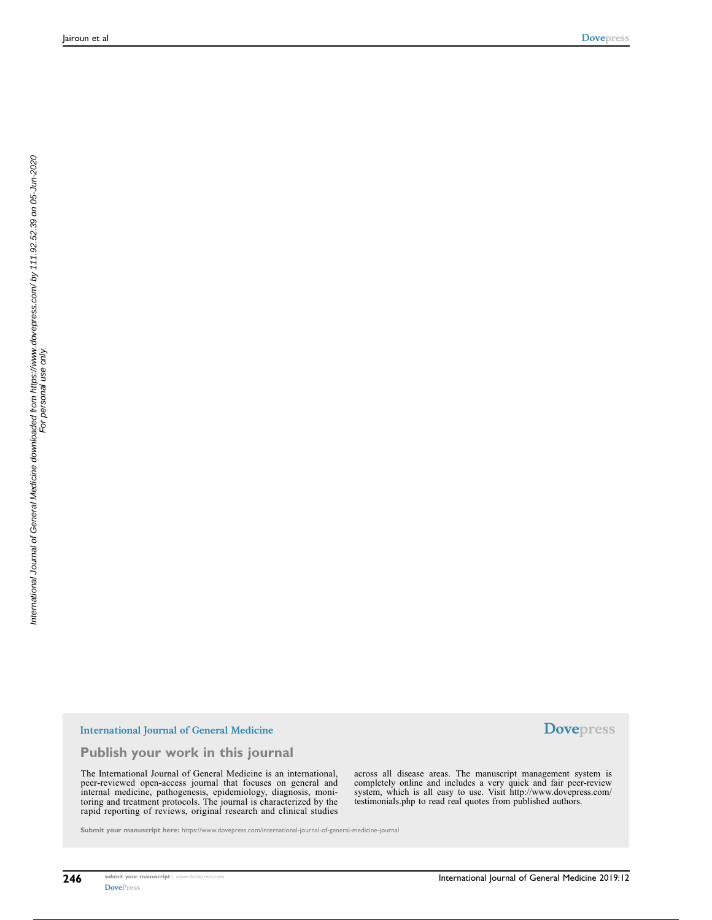**International Journal of General Medicine**

**Dovepress**

## Publish your work in this journal

The International Journal of General Medicine is an international, peer-reviewed open-access journal that focuses on general and internal medicine, pathogenesis, epidemiology, diagnosis, monitoring and treatment protocols. The journal is characterized by the rapid reporting of reviews, original research and clinical studies across all disease areas. The manuscript management system is completely online and includes a very quick and fair peer-review system, which is all easy to use. Visit http://www.dovepress.com/testimonials.php to read real quotes from published authors.

**Submit your manuscript here:** https://www.dovepress.com/international-journal-of-general-medicine-journal